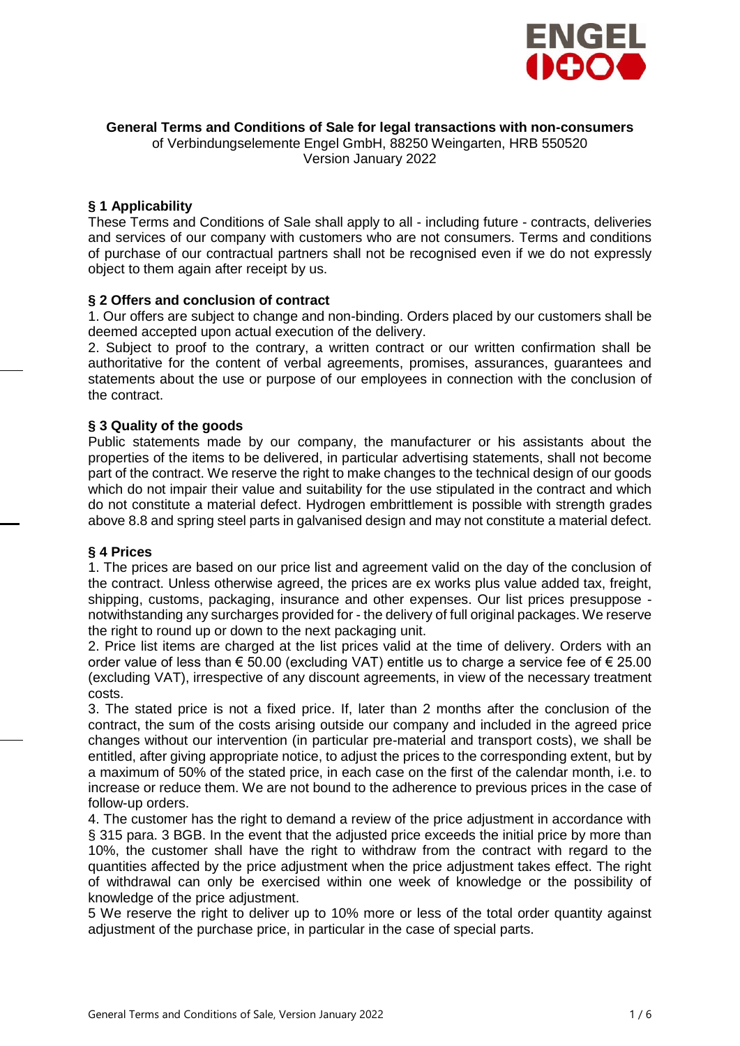**General Terms and Conditions of Sale for legal transactions with non-consumers**
of Verbindungselemente Engel GmbH, 88250 Weingarten, HRB 550520
Version January 2022

## § 1 Applicability

These Terms and Conditions of Sale shall apply to all - including future - contracts, deliveries and services of our company with customers who are not consumers. Terms and conditions of purchase of our contractual partners shall not be recognised even if we do not expressly object to them again after receipt by us.

## § 2 Offers and conclusion of contract

1. Our offers are subject to change and non-binding. Orders placed by our customers shall be deemed accepted upon actual execution of the delivery.
2. Subject to proof to the contrary, a written contract or our written confirmation shall be authoritative for the content of verbal agreements, promises, assurances, guarantees and statements about the use or purpose of our employees in connection with the conclusion of the contract.

## § 3 Quality of the goods

Public statements made by our company, the manufacturer or his assistants about the properties of the items to be delivered, in particular advertising statements, shall not become part of the contract. We reserve the right to make changes to the technical design of our goods which do not impair their value and suitability for the use stipulated in the contract and which do not constitute a material defect. Hydrogen embrittlement is possible with strength grades above 8.8 and spring steel parts in galvanised design and may not constitute a material defect.

## § 4 Prices

1. The prices are based on our price list and agreement valid on the day of the conclusion of the contract. Unless otherwise agreed, the prices are ex works plus value added tax, freight, shipping, customs, packaging, insurance and other expenses. Our list prices presuppose - notwithstanding any surcharges provided for - the delivery of full original packages. We reserve the right to round up or down to the next packaging unit.
2. Price list items are charged at the list prices valid at the time of delivery. Orders with an order value of less than € 50.00 (excluding VAT) entitle us to charge a service fee of € 25.00 (excluding VAT), irrespective of any discount agreements, in view of the necessary treatment costs.
3. The stated price is not a fixed price. If, later than 2 months after the conclusion of the contract, the sum of the costs arising outside our company and included in the agreed price changes without our intervention (in particular pre-material and transport costs), we shall be entitled, after giving appropriate notice, to adjust the prices to the corresponding extent, but by a maximum of 50% of the stated price, in each case on the first of the calendar month, i.e. to increase or reduce them. We are not bound to the adherence to previous prices in the case of follow-up orders.
4. The customer has the right to demand a review of the price adjustment in accordance with § 315 para. 3 BGB. In the event that the adjusted price exceeds the initial price by more than 10%, the customer shall have the right to withdraw from the contract with regard to the quantities affected by the price adjustment when the price adjustment takes effect. The right of withdrawal can only be exercised within one week of knowledge or the possibility of knowledge of the price adjustment.

5 We reserve the right to deliver up to 10% more or less of the total order quantity against adjustment of the purchase price, in particular in the case of special parts.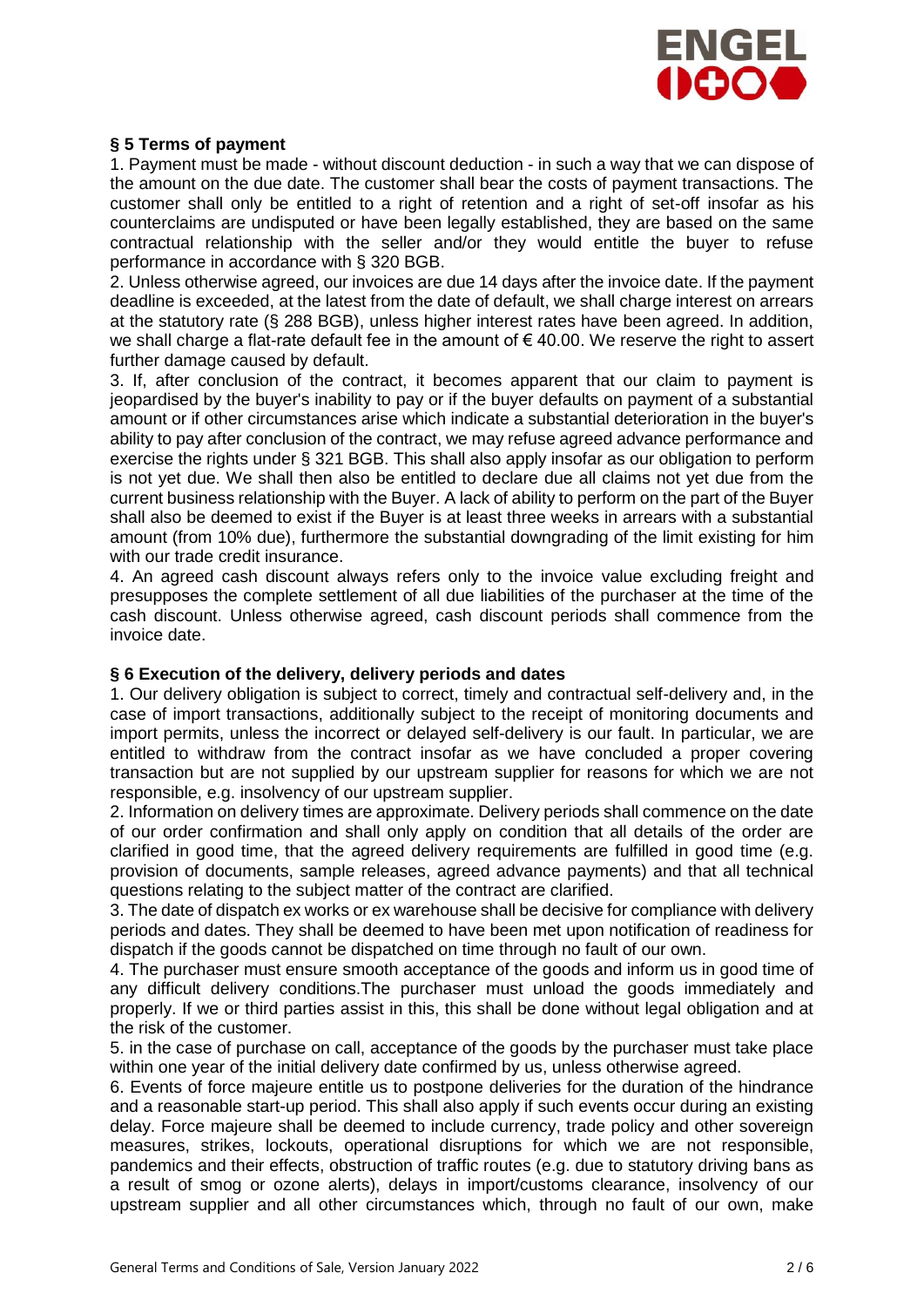## § 5 Terms of payment

1. Payment must be made - without discount deduction - in such a way that we can dispose of the amount on the due date. The customer shall bear the costs of payment transactions. The customer shall only be entitled to a right of retention and a right of set-off insofar as his counterclaims are undisputed or have been legally established, they are based on the same contractual relationship with the seller and/or they would entitle the buyer to refuse performance in accordance with § 320 BGB.
2. Unless otherwise agreed, our invoices are due 14 days after the invoice date. If the payment deadline is exceeded, at the latest from the date of default, we shall charge interest on arrears at the statutory rate (§ 288 BGB), unless higher interest rates have been agreed. In addition, we shall charge a flat-rate default fee in the amount of € 40.00. We reserve the right to assert further damage caused by default.
3. If, after conclusion of the contract, it becomes apparent that our claim to payment is jeopardised by the buyer's inability to pay or if the buyer defaults on payment of a substantial amount or if other circumstances arise which indicate a substantial deterioration in the buyer's ability to pay after conclusion of the contract, we may refuse agreed advance performance and exercise the rights under § 321 BGB. This shall also apply insofar as our obligation to perform is not yet due. We shall then also be entitled to declare due all claims not yet due from the current business relationship with the Buyer. A lack of ability to perform on the part of the Buyer shall also be deemed to exist if the Buyer is at least three weeks in arrears with a substantial amount (from 10% due), furthermore the substantial downgrading of the limit existing for him with our trade credit insurance.
4. An agreed cash discount always refers only to the invoice value excluding freight and presupposes the complete settlement of all due liabilities of the purchaser at the time of the cash discount. Unless otherwise agreed, cash discount periods shall commence from the invoice date.

## § 6 Execution of the delivery, delivery periods and dates

1. Our delivery obligation is subject to correct, timely and contractual self-delivery and, in the case of import transactions, additionally subject to the receipt of monitoring documents and import permits, unless the incorrect or delayed self-delivery is our fault. In particular, we are entitled to withdraw from the contract insofar as we have concluded a proper covering transaction but are not supplied by our upstream supplier for reasons for which we are not responsible, e.g. insolvency of our upstream supplier.
2. Information on delivery times are approximate. Delivery periods shall commence on the date of our order confirmation and shall only apply on condition that all details of the order are clarified in good time, that the agreed delivery requirements are fulfilled in good time (e.g. provision of documents, sample releases, agreed advance payments) and that all technical questions relating to the subject matter of the contract are clarified.
3. The date of dispatch ex works or ex warehouse shall be decisive for compliance with delivery periods and dates. They shall be deemed to have been met upon notification of readiness for dispatch if the goods cannot be dispatched on time through no fault of our own.
4. The purchaser must ensure smooth acceptance of the goods and inform us in good time of any difficult delivery conditions.The purchaser must unload the goods immediately and properly. If we or third parties assist in this, this shall be done without legal obligation and at the risk of the customer.
5. in the case of purchase on call, acceptance of the goods by the purchaser must take place within one year of the initial delivery date confirmed by us, unless otherwise agreed.
6. Events of force majeure entitle us to postpone deliveries for the duration of the hindrance and a reasonable start-up period. This shall also apply if such events occur during an existing delay. Force majeure shall be deemed to include currency, trade policy and other sovereign measures, strikes, lockouts, operational disruptions for which we are not responsible, pandemics and their effects, obstruction of traffic routes (e.g. due to statutory driving bans as a result of smog or ozone alerts), delays in import/customs clearance, insolvency of our upstream supplier and all other circumstances which, through no fault of our own, make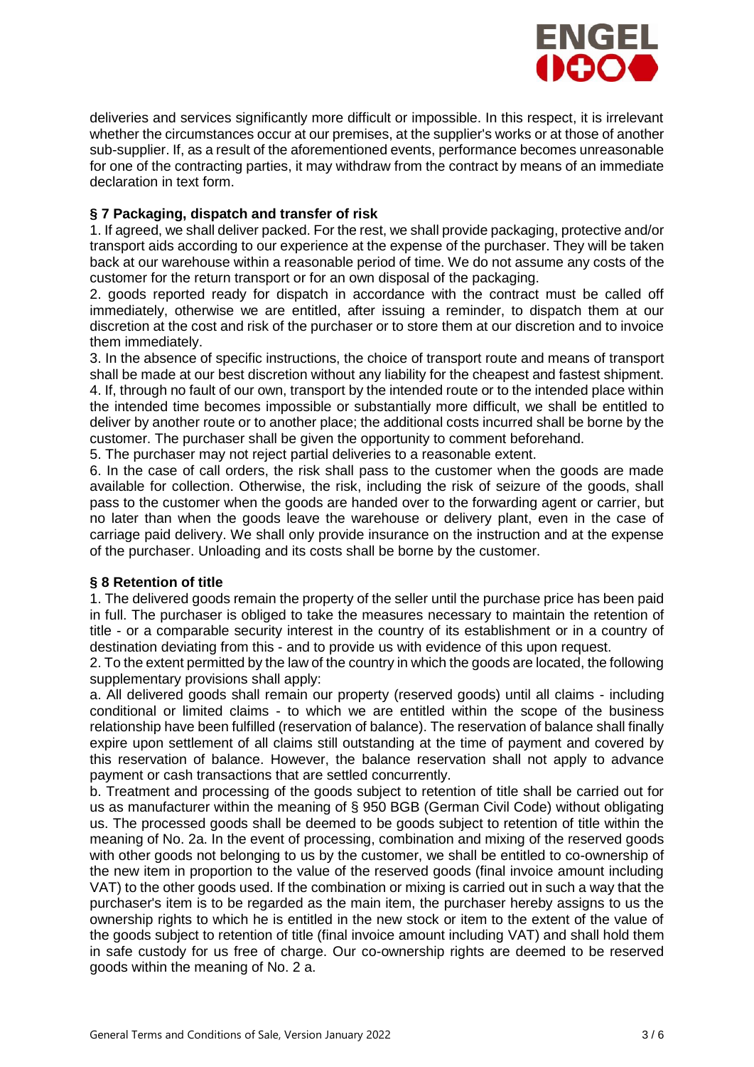deliveries and services significantly more difficult or impossible. In this respect, it is irrelevant whether the circumstances occur at our premises, at the supplier's works or at those of another sub-supplier. If, as a result of the aforementioned events, performance becomes unreasonable for one of the contracting parties, it may withdraw from the contract by means of an immediate declaration in text form.

### § 7 Packaging, dispatch and transfer of risk

1. If agreed, we shall deliver packed. For the rest, we shall provide packaging, protective and/or transport aids according to our experience at the expense of the purchaser. They will be taken back at our warehouse within a reasonable period of time. We do not assume any costs of the customer for the return transport or for an own disposal of the packaging.
2. goods reported ready for dispatch in accordance with the contract must be called off immediately, otherwise we are entitled, after issuing a reminder, to dispatch them at our discretion at the cost and risk of the purchaser or to store them at our discretion and to invoice them immediately.
3. In the absence of specific instructions, the choice of transport route and means of transport shall be made at our best discretion without any liability for the cheapest and fastest shipment.
4. If, through no fault of our own, transport by the intended route or to the intended place within the intended time becomes impossible or substantially more difficult, we shall be entitled to deliver by another route or to another place; the additional costs incurred shall be borne by the customer. The purchaser shall be given the opportunity to comment beforehand.
5. The purchaser may not reject partial deliveries to a reasonable extent.
6. In the case of call orders, the risk shall pass to the customer when the goods are made available for collection. Otherwise, the risk, including the risk of seizure of the goods, shall pass to the customer when the goods are handed over to the forwarding agent or carrier, but no later than when the goods leave the warehouse or delivery plant, even in the case of carriage paid delivery. We shall only provide insurance on the instruction and at the expense of the purchaser. Unloading and its costs shall be borne by the customer.

### § 8 Retention of title

1. The delivered goods remain the property of the seller until the purchase price has been paid in full. The purchaser is obliged to take the measures necessary to maintain the retention of title - or a comparable security interest in the country of its establishment or in a country of destination deviating from this - and to provide us with evidence of this upon request.
2. To the extent permitted by the law of the country in which the goods are located, the following supplementary provisions shall apply:

a. All delivered goods shall remain our property (reserved goods) until all claims - including conditional or limited claims - to which we are entitled within the scope of the business relationship have been fulfilled (reservation of balance). The reservation of balance shall finally expire upon settlement of all claims still outstanding at the time of payment and covered by this reservation of balance. However, the balance reservation shall not apply to advance payment or cash transactions that are settled concurrently.

b. Treatment and processing of the goods subject to retention of title shall be carried out for us as manufacturer within the meaning of § 950 BGB (German Civil Code) without obligating us. The processed goods shall be deemed to be goods subject to retention of title within the meaning of No. 2a. In the event of processing, combination and mixing of the reserved goods with other goods not belonging to us by the customer, we shall be entitled to co-ownership of the new item in proportion to the value of the reserved goods (final invoice amount including VAT) to the other goods used. If the combination or mixing is carried out in such a way that the purchaser's item is to be regarded as the main item, the purchaser hereby assigns to us the ownership rights to which he is entitled in the new stock or item to the extent of the value of the goods subject to retention of title (final invoice amount including VAT) and shall hold them in safe custody for us free of charge. Our co-ownership rights are deemed to be reserved goods within the meaning of No. 2 a.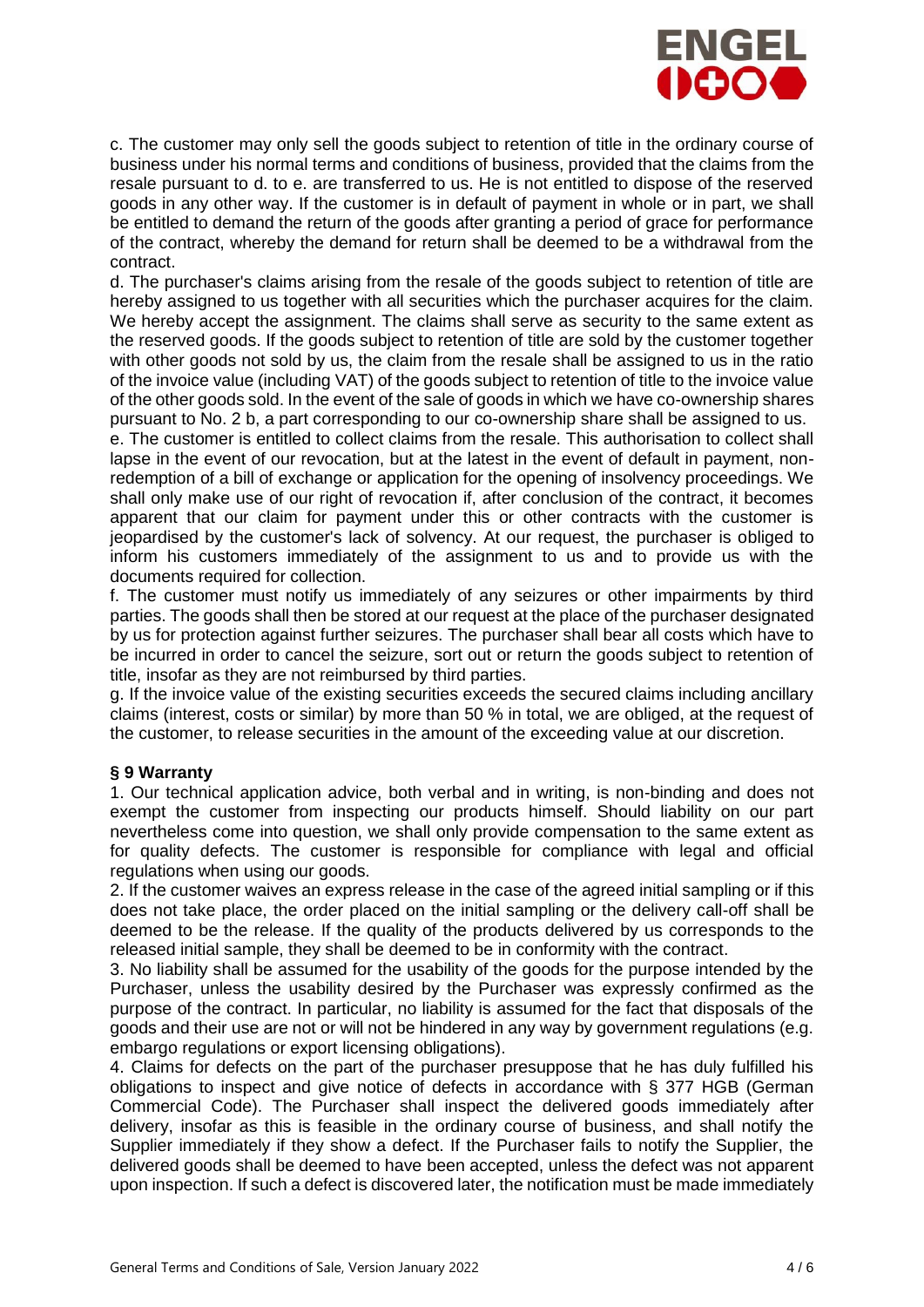c. The customer may only sell the goods subject to retention of title in the ordinary course of business under his normal terms and conditions of business, provided that the claims from the resale pursuant to d. to e. are transferred to us. He is not entitled to dispose of the reserved goods in any other way. If the customer is in default of payment in whole or in part, we shall be entitled to demand the return of the goods after granting a period of grace for performance of the contract, whereby the demand for return shall be deemed to be a withdrawal from the contract.

d. The purchaser's claims arising from the resale of the goods subject to retention of title are hereby assigned to us together with all securities which the purchaser acquires for the claim. We hereby accept the assignment. The claims shall serve as security to the same extent as the reserved goods. If the goods subject to retention of title are sold by the customer together with other goods not sold by us, the claim from the resale shall be assigned to us in the ratio of the invoice value (including VAT) of the goods subject to retention of title to the invoice value of the other goods sold. In the event of the sale of goods in which we have co-ownership shares pursuant to No. 2 b, a part corresponding to our co-ownership share shall be assigned to us.

e. The customer is entitled to collect claims from the resale. This authorisation to collect shall lapse in the event of our revocation, but at the latest in the event of default in payment, non-redemption of a bill of exchange or application for the opening of insolvency proceedings. We shall only make use of our right of revocation if, after conclusion of the contract, it becomes apparent that our claim for payment under this or other contracts with the customer is jeopardised by the customer's lack of solvency. At our request, the purchaser is obliged to inform his customers immediately of the assignment to us and to provide us with the documents required for collection.

f. The customer must notify us immediately of any seizures or other impairments by third parties. The goods shall then be stored at our request at the place of the purchaser designated by us for protection against further seizures. The purchaser shall bear all costs which have to be incurred in order to cancel the seizure, sort out or return the goods subject to retention of title, insofar as they are not reimbursed by third parties.

g. If the invoice value of the existing securities exceeds the secured claims including ancillary claims (interest, costs or similar) by more than 50 % in total, we are obliged, at the request of the customer, to release securities in the amount of the exceeding value at our discretion.

### § 9 Warranty

1. Our technical application advice, both verbal and in writing, is non-binding and does not exempt the customer from inspecting our products himself. Should liability on our part nevertheless come into question, we shall only provide compensation to the same extent as for quality defects. The customer is responsible for compliance with legal and official regulations when using our goods.
2. If the customer waives an express release in the case of the agreed initial sampling or if this does not take place, the order placed on the initial sampling or the delivery call-off shall be deemed to be the release. If the quality of the products delivered by us corresponds to the released initial sample, they shall be deemed to be in conformity with the contract.
3. No liability shall be assumed for the usability of the goods for the purpose intended by the Purchaser, unless the usability desired by the Purchaser was expressly confirmed as the purpose of the contract. In particular, no liability is assumed for the fact that disposals of the goods and their use are not or will not be hindered in any way by government regulations (e.g. embargo regulations or export licensing obligations).
4. Claims for defects on the part of the purchaser presuppose that he has duly fulfilled his obligations to inspect and give notice of defects in accordance with § 377 HGB (German Commercial Code). The Purchaser shall inspect the delivered goods immediately after delivery, insofar as this is feasible in the ordinary course of business, and shall notify the Supplier immediately if they show a defect. If the Purchaser fails to notify the Supplier, the delivered goods shall be deemed to have been accepted, unless the defect was not apparent upon inspection. If such a defect is discovered later, the notification must be made immediately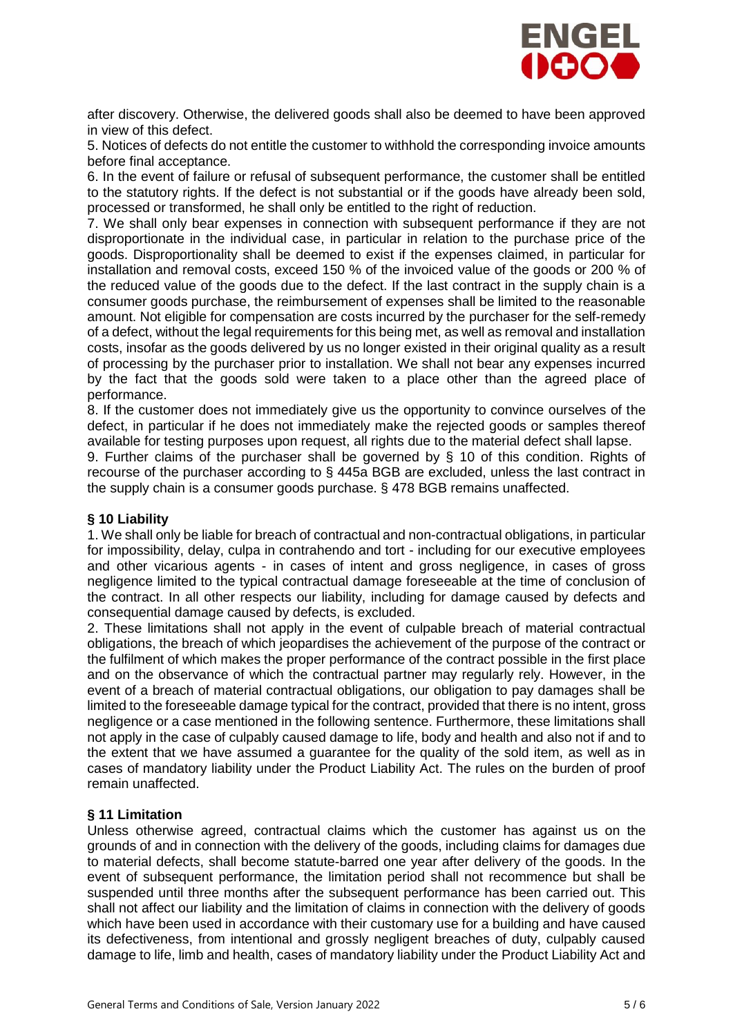after discovery. Otherwise, the delivered goods shall also be deemed to have been approved in view of this defect.

5. Notices of defects do not entitle the customer to withhold the corresponding invoice amounts before final acceptance.

6. In the event of failure or refusal of subsequent performance, the customer shall be entitled to the statutory rights. If the defect is not substantial or if the goods have already been sold, processed or transformed, he shall only be entitled to the right of reduction.

7. We shall only bear expenses in connection with subsequent performance if they are not disproportionate in the individual case, in particular in relation to the purchase price of the goods. Disproportionality shall be deemed to exist if the expenses claimed, in particular for installation and removal costs, exceed 150 % of the invoiced value of the goods or 200 % of the reduced value of the goods due to the defect. If the last contract in the supply chain is a consumer goods purchase, the reimbursement of expenses shall be limited to the reasonable amount. Not eligible for compensation are costs incurred by the purchaser for the self-remedy of a defect, without the legal requirements for this being met, as well as removal and installation costs, insofar as the goods delivered by us no longer existed in their original quality as a result of processing by the purchaser prior to installation. We shall not bear any expenses incurred by the fact that the goods sold were taken to a place other than the agreed place of performance.

8. If the customer does not immediately give us the opportunity to convince ourselves of the defect, in particular if he does not immediately make the rejected goods or samples thereof available for testing purposes upon request, all rights due to the material defect shall lapse.

9. Further claims of the purchaser shall be governed by § 10 of this condition. Rights of recourse of the purchaser according to § 445a BGB are excluded, unless the last contract in the supply chain is a consumer goods purchase. § 478 BGB remains unaffected.

### § 10 Liability

1. We shall only be liable for breach of contractual and non-contractual obligations, in particular for impossibility, delay, culpa in contrahendo and tort - including for our executive employees and other vicarious agents - in cases of intent and gross negligence, in cases of gross negligence limited to the typical contractual damage foreseeable at the time of conclusion of the contract. In all other respects our liability, including for damage caused by defects and consequential damage caused by defects, is excluded.

2. These limitations shall not apply in the event of culpable breach of material contractual obligations, the breach of which jeopardises the achievement of the purpose of the contract or the fulfilment of which makes the proper performance of the contract possible in the first place and on the observance of which the contractual partner may regularly rely. However, in the event of a breach of material contractual obligations, our obligation to pay damages shall be limited to the foreseeable damage typical for the contract, provided that there is no intent, gross negligence or a case mentioned in the following sentence. Furthermore, these limitations shall not apply in the case of culpably caused damage to life, body and health and also not if and to the extent that we have assumed a guarantee for the quality of the sold item, as well as in cases of mandatory liability under the Product Liability Act. The rules on the burden of proof remain unaffected.

### § 11 Limitation

Unless otherwise agreed, contractual claims which the customer has against us on the grounds of and in connection with the delivery of the goods, including claims for damages due to material defects, shall become statute-barred one year after delivery of the goods. In the event of subsequent performance, the limitation period shall not recommence but shall be suspended until three months after the subsequent performance has been carried out. This shall not affect our liability and the limitation of claims in connection with the delivery of goods which have been used in accordance with their customary use for a building and have caused its defectiveness, from intentional and grossly negligent breaches of duty, culpably caused damage to life, limb and health, cases of mandatory liability under the Product Liability Act and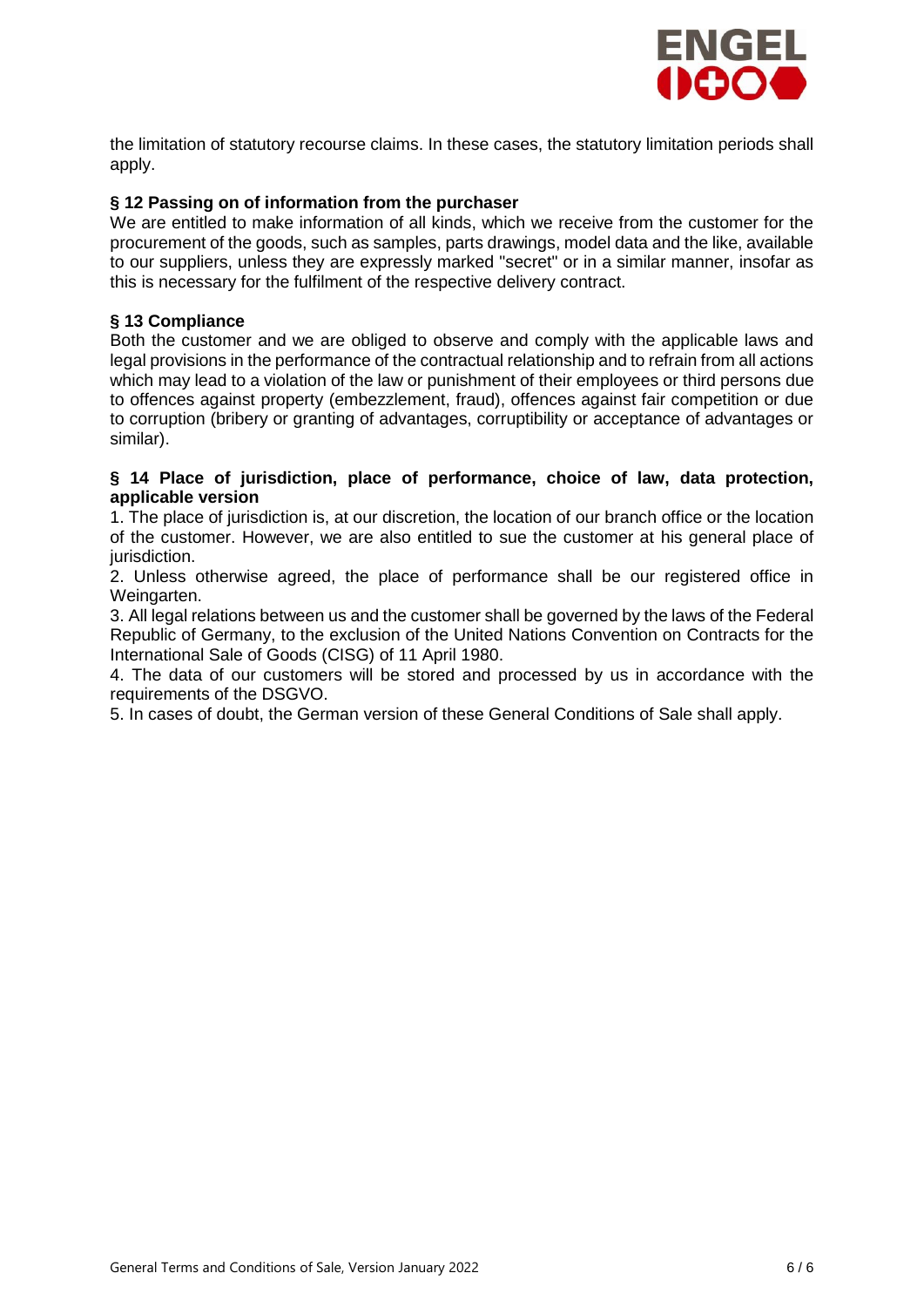the limitation of statutory recourse claims. In these cases, the statutory limitation periods shall apply.

**§ 12 Passing on of information from the purchaser**

We are entitled to make information of all kinds, which we receive from the customer for the procurement of the goods, such as samples, parts drawings, model data and the like, available to our suppliers, unless they are expressly marked "secret" or in a similar manner, insofar as this is necessary for the fulfilment of the respective delivery contract.

**§ 13 Compliance**

Both the customer and we are obliged to observe and comply with the applicable laws and legal provisions in the performance of the contractual relationship and to refrain from all actions which may lead to a violation of the law or punishment of their employees or third persons due to offences against property (embezzlement, fraud), offences against fair competition or due to corruption (bribery or granting of advantages, corruptibility or acceptance of advantages or similar).

**§ 14 Place of jurisdiction, place of performance, choice of law, data protection, applicable version**

1. The place of jurisdiction is, at our discretion, the location of our branch office or the location of the customer. However, we are also entitled to sue the customer at his general place of jurisdiction.
2. Unless otherwise agreed, the place of performance shall be our registered office in Weingarten.
3. All legal relations between us and the customer shall be governed by the laws of the Federal Republic of Germany, to the exclusion of the United Nations Convention on Contracts for the International Sale of Goods (CISG) of 11 April 1980.
4. The data of our customers will be stored and processed by us in accordance with the requirements of the DSGVO.
5. In cases of doubt, the German version of these General Conditions of Sale shall apply.